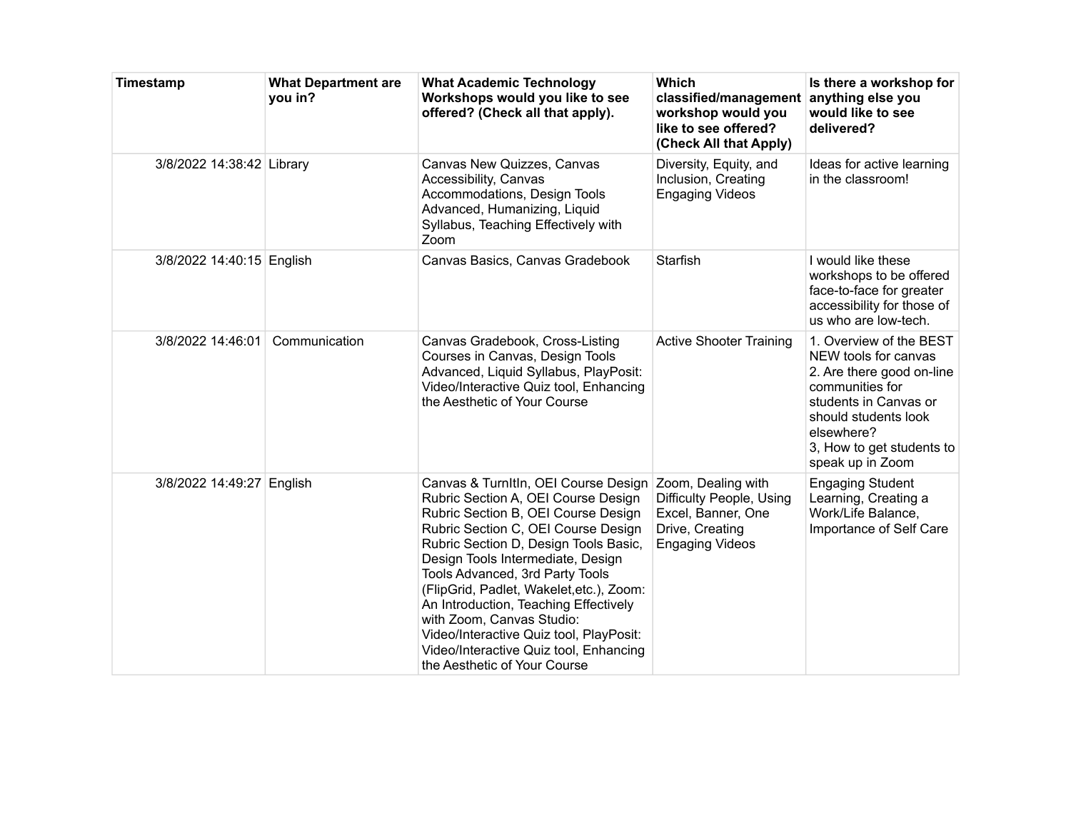| Timestamp | What Department are you in? | What Academic Technology Workshops would you like to see offered? (Check all that apply). | Which classified/management workshop would you like to see offered? (Check All that Apply) | Is there a workshop for anything else you would like to see delivered? |
| --- | --- | --- | --- | --- |
| 3/8/2022 14:38:42 | Library | Canvas New Quizzes, Canvas Accessibility, Canvas Accommodations, Design Tools Advanced, Humanizing, Liquid Syllabus, Teaching Effectively with Zoom | Diversity, Equity, and Inclusion, Creating Engaging Videos | Ideas for active learning in the classroom! |
| 3/8/2022 14:40:15 | English | Canvas Basics, Canvas Gradebook | Starfish | I would like these workshops to be offered face-to-face for greater accessibility for those of us who are low-tech. |
| 3/8/2022 14:46:01 | Communication | Canvas Gradebook, Cross-Listing Courses in Canvas, Design Tools Advanced, Liquid Syllabus, PlayPosit: Video/Interactive Quiz tool, Enhancing the Aesthetic of Your Course | Active Shooter Training | 1. Overview of the BEST NEW tools for canvas<br>2. Are there good on-line communities for students in Canvas or should students look elsewhere?<br>3, How to get students to speak up in Zoom |
| 3/8/2022 14:49:27 | English | Canvas & TurnItIn, OEI Course Design Rubric Section A, OEI Course Design Rubric Section B, OEI Course Design Rubric Section C, OEI Course Design Rubric Section D, Design Tools Basic, Design Tools Intermediate, Design Tools Advanced, 3rd Party Tools (FlipGrid, Padlet, Wakelet,etc.), Zoom: An Introduction, Teaching Effectively with Zoom, Canvas Studio: Video/Interactive Quiz tool, PlayPosit: Video/Interactive Quiz tool, Enhancing the Aesthetic of Your Course | Zoom, Dealing with Difficulty People, Using Excel, Banner, One Drive, Creating Engaging Videos | Engaging Student Learning, Creating a Work/Life Balance, Importance of Self Care |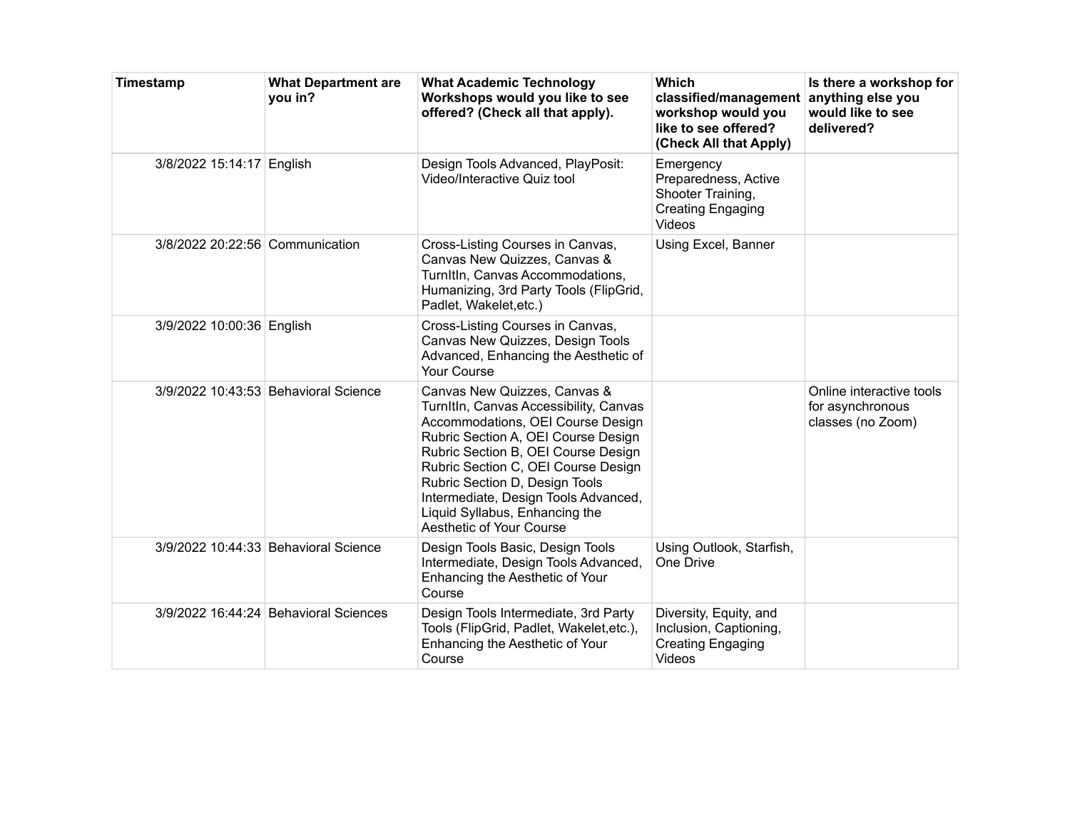| Timestamp | What Department are you in? | What Academic Technology Workshops would you like to see offered? (Check all that apply). | Which classified/management workshop would you like to see offered? (Check All that Apply) | Is there a workshop for anything else you would like to see delivered? |
|---|---|---|---|---|
| 3/8/2022 15:14:17 | English | Design Tools Advanced, PlayPosit: Video/Interactive Quiz tool | Emergency Preparedness, Active Shooter Training, Creating Engaging Videos | |
| 3/8/2022 20:22:56 | Communication | Cross-Listing Courses in Canvas, Canvas New Quizzes, Canvas & TurnItIn, Canvas Accommodations, Humanizing, 3rd Party Tools (FlipGrid, Padlet, Wakelet,etc.) | Using Excel, Banner | |
| 3/9/2022 10:00:36 | English | Cross-Listing Courses in Canvas, Canvas New Quizzes, Design Tools Advanced, Enhancing the Aesthetic of Your Course | | |
| 3/9/2022 10:43:53 | Behavioral Science | Canvas New Quizzes, Canvas & TurnItIn, Canvas Accessibility, Canvas Accommodations, OEI Course Design Rubric Section A, OEI Course Design Rubric Section B, OEI Course Design Rubric Section C, OEI Course Design Rubric Section D, Design Tools Intermediate, Design Tools Advanced, Liquid Syllabus, Enhancing the Aesthetic of Your Course | | Online interactive tools for asynchronous classes (no Zoom) |
| 3/9/2022 10:44:33 | Behavioral Science | Design Tools Basic, Design Tools Intermediate, Design Tools Advanced, Enhancing the Aesthetic of Your Course | Using Outlook, Starfish, One Drive | |
| 3/9/2022 16:44:24 | Behavioral Sciences | Design Tools Intermediate, 3rd Party Tools (FlipGrid, Padlet, Wakelet,etc.), Enhancing the Aesthetic of Your Course | Diversity, Equity, and Inclusion, Captioning, Creating Engaging Videos | |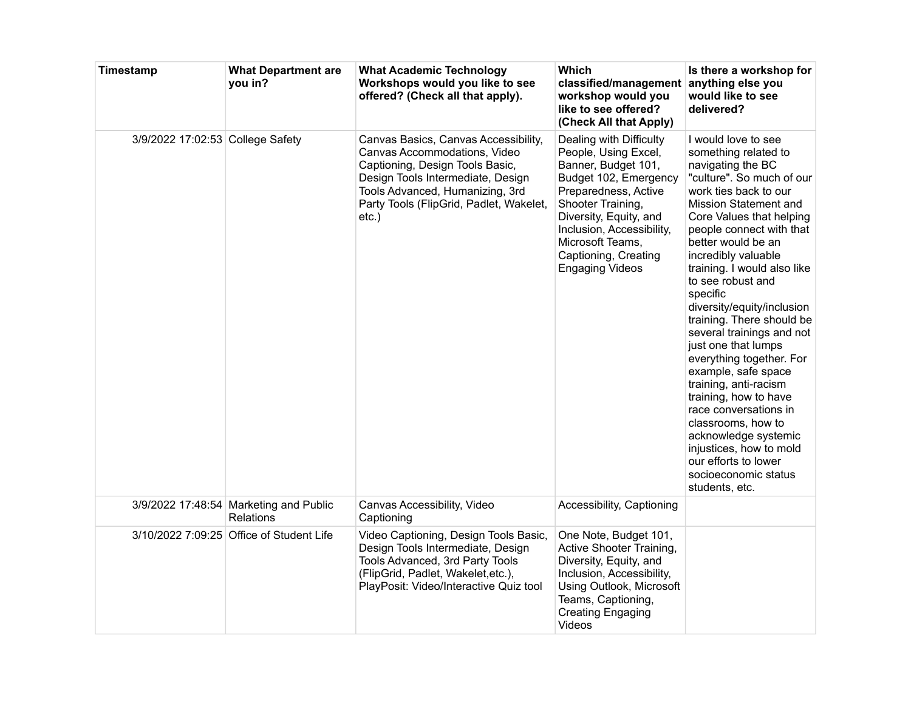| Timestamp | What Department are you in? | What Academic Technology Workshops would you like to see offered? (Check all that apply). | Which classified/management workshop would you like to see offered? (Check All that Apply) | Is there a workshop for anything else you would like to see delivered? |
|---|---|---|---|---|
| 3/9/2022 17:02:53 | College Safety | Canvas Basics, Canvas Accessibility, Canvas Accommodations, Video Captioning, Design Tools Basic, Design Tools Intermediate, Design Tools Advanced, Humanizing, 3rd Party Tools (FlipGrid, Padlet, Wakelet, etc.) | Dealing with Difficulty People, Using Excel, Banner, Budget 101, Budget 102, Emergency Preparedness, Active Shooter Training, Diversity, Equity, and Inclusion, Accessibility, Microsoft Teams, Captioning, Creating Engaging Videos | I would love to see something related to navigating the BC "culture". So much of our work ties back to our Mission Statement and Core Values that helping people connect with that better would be an incredibly valuable training. I would also like to see robust and specific diversity/equity/inclusion training. There should be several trainings and not just one that lumps everything together. For example, safe space training, anti-racism training, how to have race conversations in classrooms, how to acknowledge systemic injustices, how to mold our efforts to lower socioeconomic status students, etc. |
| 3/9/2022 17:48:54 | Marketing and Public Relations | Canvas Accessibility, Video Captioning | Accessibility, Captioning | |
| 3/10/2022 7:09:25 | Office of Student Life | Video Captioning, Design Tools Basic, Design Tools Intermediate, Design Tools Advanced, 3rd Party Tools (FlipGrid, Padlet, Wakelet,etc.), PlayPosit: Video/Interactive Quiz tool | One Note, Budget 101, Active Shooter Training, Diversity, Equity, and Inclusion, Accessibility, Using Outlook, Microsoft Teams, Captioning, Creating Engaging Videos | |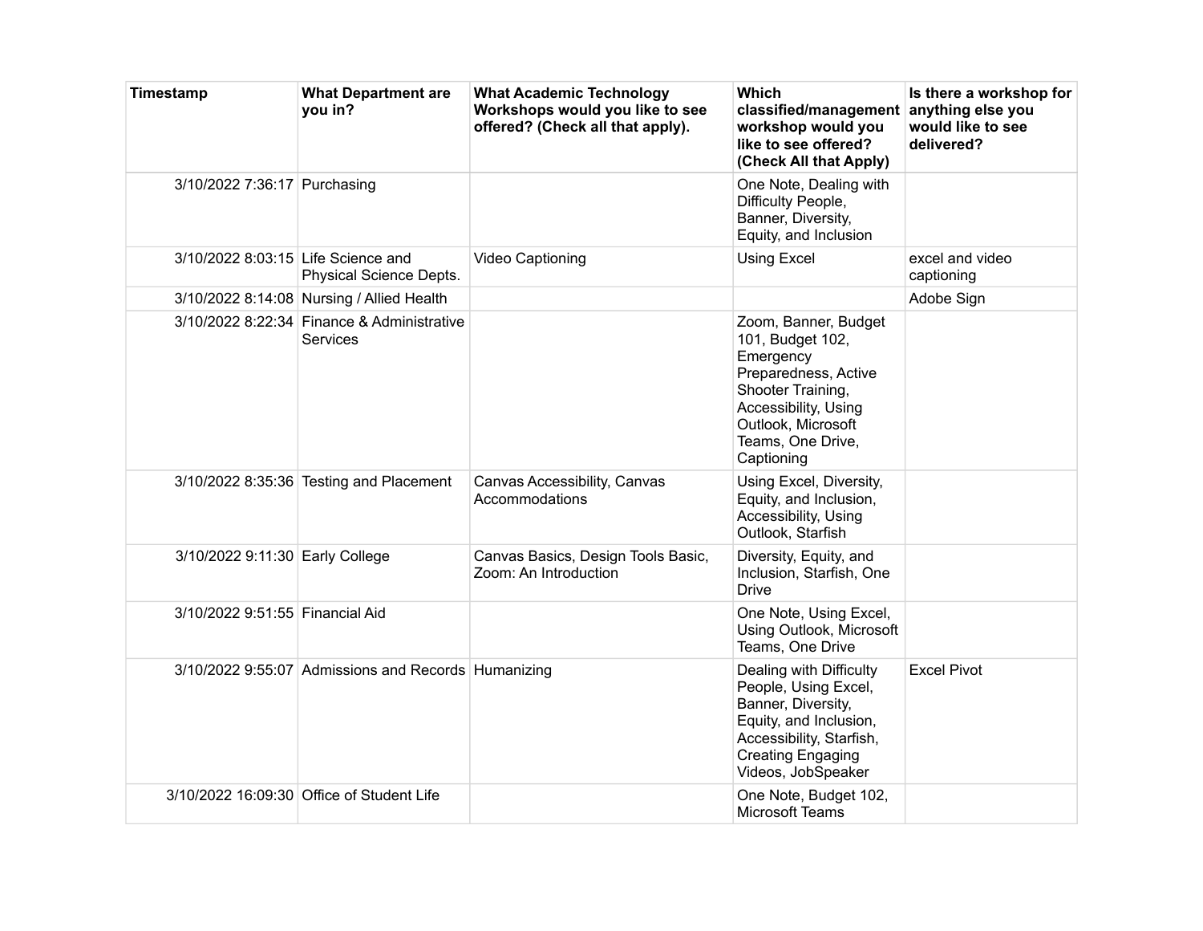| Timestamp | What Department are you in? | What Academic Technology Workshops would you like to see offered? (Check all that apply). | Which classified/management workshop would you like to see offered? (Check All that Apply) | Is there a workshop for anything else you would like to see delivered? |
|---|---|---|---|---|
| 3/10/2022 7:36:17 | Purchasing | | One Note, Dealing with Difficulty People, Banner, Diversity, Equity, and Inclusion | |
| 3/10/2022 8:03:15 | Life Science and Physical Science Depts. | Video Captioning | Using Excel | excel and video captioning |
| 3/10/2022 8:14:08 | Nursing / Allied Health | | | Adobe Sign |
| 3/10/2022 8:22:34 | Finance & Administrative Services | | Zoom, Banner, Budget 101, Budget 102, Emergency Preparedness, Active Shooter Training, Accessibility, Using Outlook, Microsoft Teams, One Drive, Captioning | |
| 3/10/2022 8:35:36 | Testing and Placement | Canvas Accessibility, Canvas Accommodations | Using Excel, Diversity, Equity, and Inclusion, Accessibility, Using Outlook, Starfish | |
| 3/10/2022 9:11:30 | Early College | Canvas Basics, Design Tools Basic, Zoom: An Introduction | Diversity, Equity, and Inclusion, Starfish, One Drive | |
| 3/10/2022 9:51:55 | Financial Aid | | One Note, Using Excel, Using Outlook, Microsoft Teams, One Drive | |
| 3/10/2022 9:55:07 | Admissions and Records | Humanizing | Dealing with Difficulty People, Using Excel, Banner, Diversity, Equity, and Inclusion, Accessibility, Starfish, Creating Engaging Videos, JobSpeaker | Excel Pivot |
| 3/10/2022 16:09:30 | Office of Student Life | | One Note, Budget 102, Microsoft Teams | |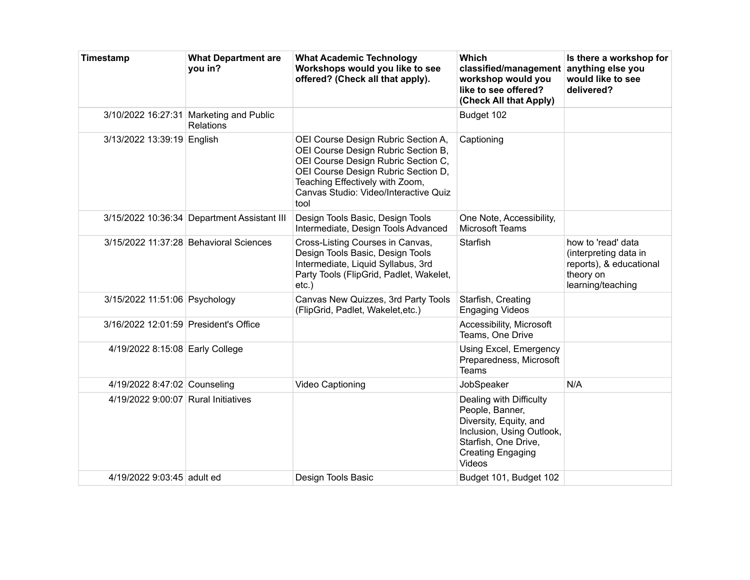| Timestamp | What Department are you in? | What Academic Technology Workshops would you like to see offered? (Check all that apply). | Which classified/management workshop would you like to see offered? (Check All that Apply) | Is there a workshop for anything else you would like to see delivered? |
|---|---|---|---|---|
| 3/10/2022 16:27:31 | Marketing and Public Relations | | Budget 102 | |
| 3/13/2022 13:39:19 | English | OEI Course Design Rubric Section A, OEI Course Design Rubric Section B, OEI Course Design Rubric Section C, OEI Course Design Rubric Section D, Teaching Effectively with Zoom, Canvas Studio: Video/Interactive Quiz tool | Captioning | |
| 3/15/2022 10:36:34 | Department Assistant III | Design Tools Basic, Design Tools Intermediate, Design Tools Advanced | One Note, Accessibility, Microsoft Teams | |
| 3/15/2022 11:37:28 | Behavioral Sciences | Cross-Listing Courses in Canvas, Design Tools Basic, Design Tools Intermediate, Liquid Syllabus, 3rd Party Tools (FlipGrid, Padlet, Wakelet, etc.) | Starfish | how to 'read' data (interpreting data in reports), & educational theory on learning/teaching |
| 3/15/2022 11:51:06 | Psychology | Canvas New Quizzes, 3rd Party Tools (FlipGrid, Padlet, Wakelet,etc.) | Starfish, Creating Engaging Videos | |
| 3/16/2022 12:01:59 | President's Office | | Accessibility, Microsoft Teams, One Drive | |
| 4/19/2022 8:15:08 | Early College | | Using Excel, Emergency Preparedness, Microsoft Teams | |
| 4/19/2022 8:47:02 | Counseling | Video Captioning | JobSpeaker | N/A |
| 4/19/2022 9:00:07 | Rural Initiatives | | Dealing with Difficulty People, Banner, Diversity, Equity, and Inclusion, Using Outlook, Starfish, One Drive, Creating Engaging Videos | |
| 4/19/2022 9:03:45 | adult ed | Design Tools Basic | Budget 101, Budget 102 | |